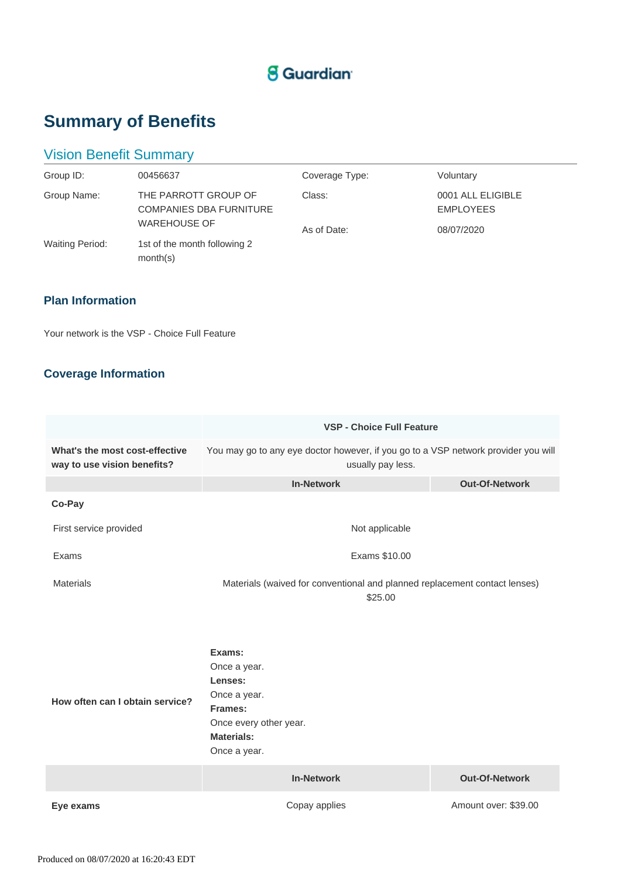Guardian

# Summary of Benefits

## Vision Benefit Summary

| | | | |
|---|---|---|---|
| Group ID: | 00456637 | Coverage Type: | Voluntary |
| Group Name: | THE PARROTT GROUP OF COMPANIES DBA FURNITURE WAREHOUSE OF | Class: | 0001 ALL ELIGIBLE EMPLOYEES |
| | | As of Date: | 08/07/2020 |
| Waiting Period: | 1st of the month following 2 month(s) | | |

### Plan Information

Your network is the VSP - Choice Full Feature

### Coverage Information

| | VSP - Choice Full Feature | |
|---|---|---|
| **What's the most cost-effective way to use vision benefits?** | You may go to any eye doctor however, if you go to a VSP network provider you will usually pay less. | |
| | **In-Network** | **Out-Of-Network** |
| **Co-Pay** | | |
| First service provided | Not applicable | |
| Exams | Exams $10.00 | |
| Materials | Materials (waived for conventional and planned replacement contact lenses) $25.00 | |
| **How often can I obtain service?** | **Exams:** Once a year. **Lenses:** Once a year. **Frames:** Once every other year. **Materials:** Once a year. | |
| | **In-Network** | **Out-Of-Network** |
| **Eye exams** | Copay applies | Amount over: $39.00 |

Produced on 08/07/2020 at 16:20:43 EDT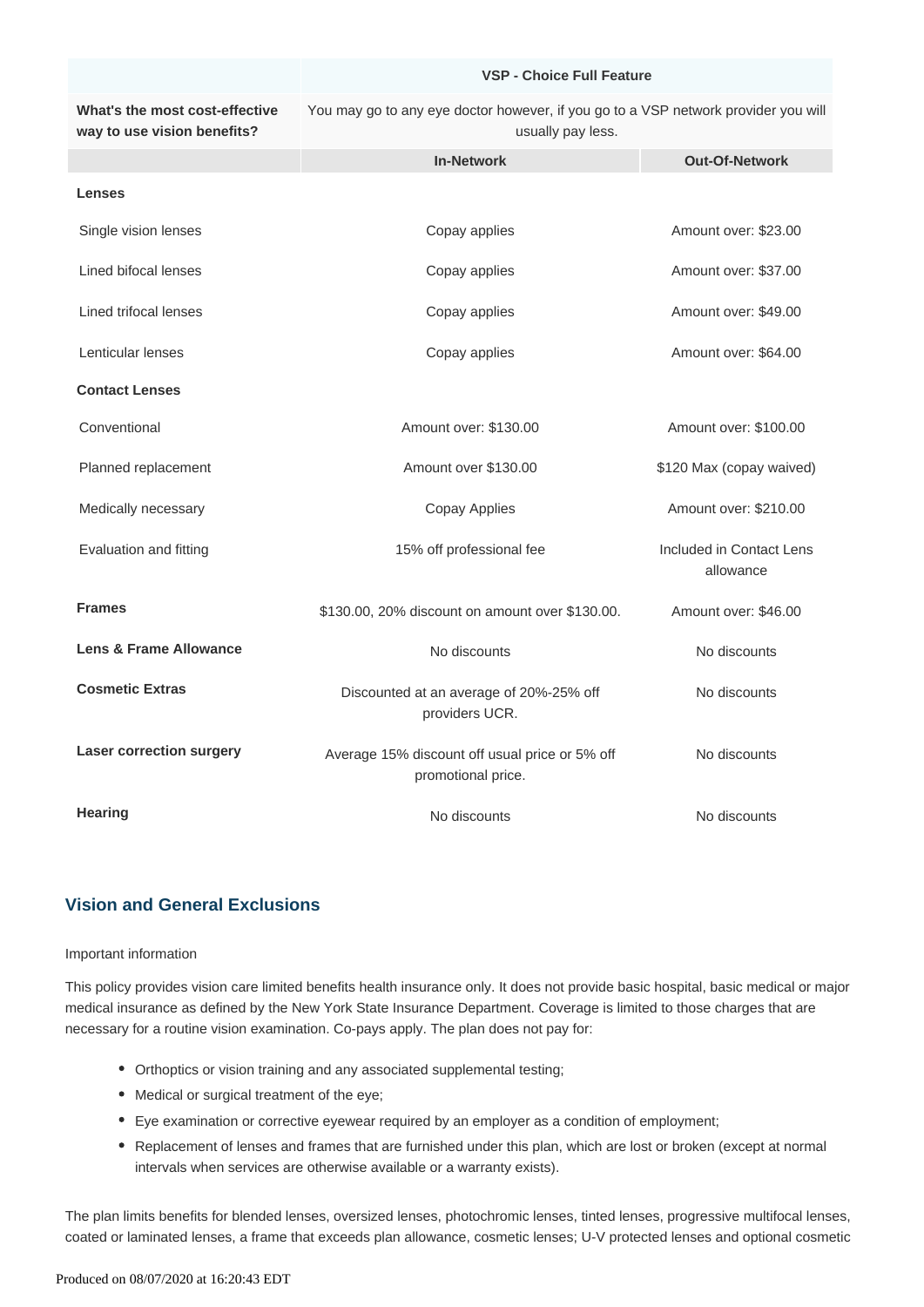| | VSP - Choice Full Feature | |
|---|---|---|
| **What's the most cost-effective way to use vision benefits?** | You may go to any eye doctor however, if you go to a VSP network provider you will usually pay less. | |
| | **In-Network** | **Out-Of-Network** |
| **Lenses** | | |
| Single vision lenses | Copay applies | Amount over: $23.00 |
| Lined bifocal lenses | Copay applies | Amount over: $37.00 |
| Lined trifocal lenses | Copay applies | Amount over: $49.00 |
| Lenticular lenses | Copay applies | Amount over: $64.00 |
| **Contact Lenses** | | |
| Conventional | Amount over: $130.00 | Amount over: $100.00 |
| Planned replacement | Amount over $130.00 | $120 Max (copay waived) |
| Medically necessary | Copay Applies | Amount over: $210.00 |
| Evaluation and fitting | 15% off professional fee | Included in Contact Lens allowance |
| **Frames** | $130.00, 20% discount on amount over $130.00. | Amount over: $46.00 |
| **Lens & Frame Allowance** | No discounts | No discounts |
| **Cosmetic Extras** | Discounted at an average of 20%-25% off providers UCR. | No discounts |
| **Laser correction surgery** | Average 15% discount off usual price or 5% off promotional price. | No discounts |
| **Hearing** | No discounts | No discounts |

## Vision and General Exclusions

Important information

This policy provides vision care limited benefits health insurance only. It does not provide basic hospital, basic medical or major medical insurance as defined by the New York State Insurance Department. Coverage is limited to those charges that are necessary for a routine vision examination. Co-pays apply. The plan does not pay for:

- Orthoptics or vision training and any associated supplemental testing;
- Medical or surgical treatment of the eye;
- Eye examination or corrective eyewear required by an employer as a condition of employment;
- Replacement of lenses and frames that are furnished under this plan, which are lost or broken (except at normal intervals when services are otherwise available or a warranty exists).

The plan limits benefits for blended lenses, oversized lenses, photochromic lenses, tinted lenses, progressive multifocal lenses, coated or laminated lenses, a frame that exceeds plan allowance, cosmetic lenses; U-V protected lenses and optional cosmetic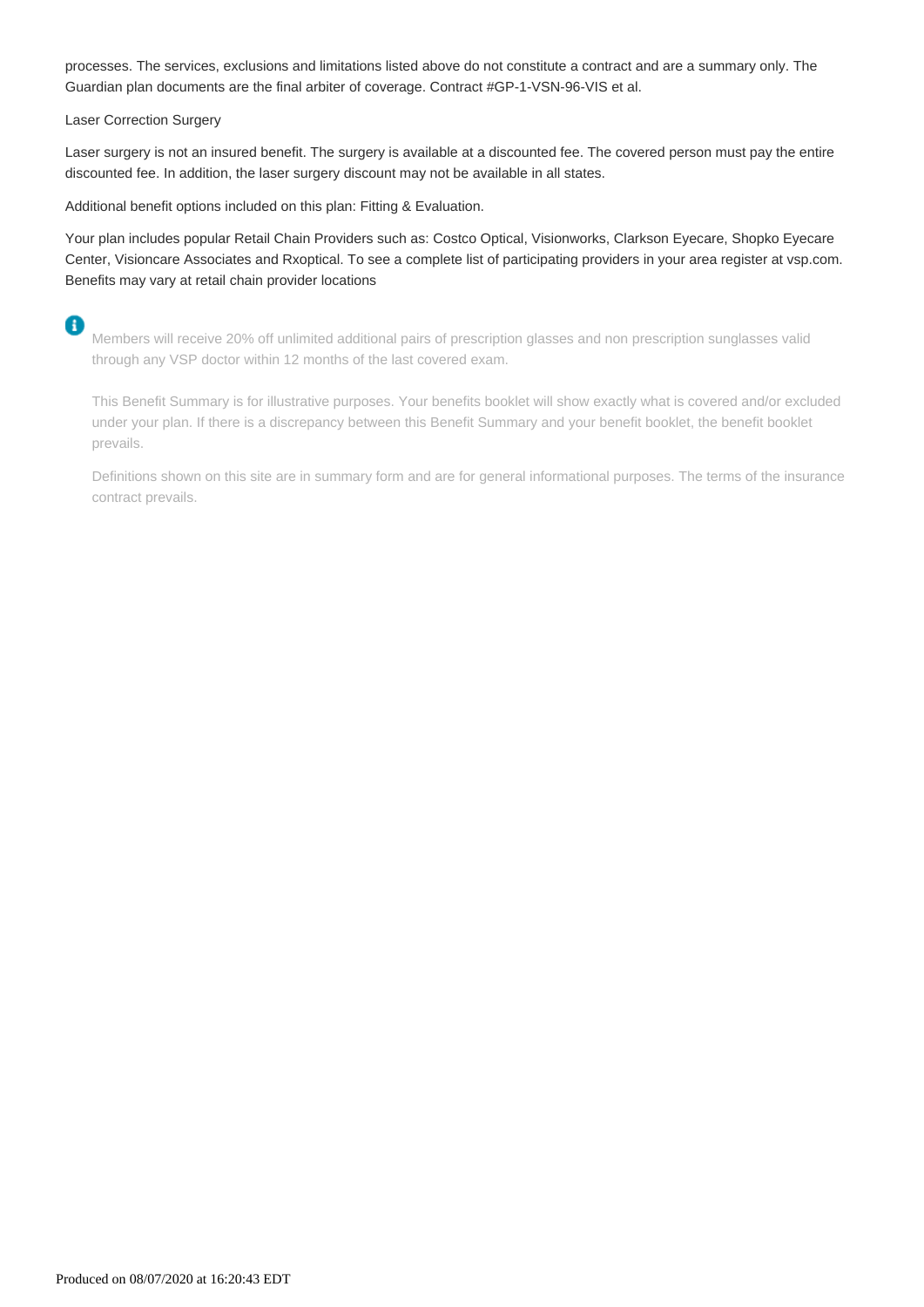processes. The services, exclusions and limitations listed above do not constitute a contract and are a summary only. The Guardian plan documents are the final arbiter of coverage. Contract #GP-1-VSN-96-VIS et al.

Laser Correction Surgery

Laser surgery is not an insured benefit. The surgery is available at a discounted fee. The covered person must pay the entire discounted fee. In addition, the laser surgery discount may not be available in all states.

Additional benefit options included on this plan: Fitting & Evaluation.

Your plan includes popular Retail Chain Providers such as: Costco Optical, Visionworks, Clarkson Eyecare, Shopko Eyecare Center, Visioncare Associates and Rxoptical. To see a complete list of participating providers in your area register at vsp.com. Benefits may vary at retail chain provider locations

Members will receive 20% off unlimited additional pairs of prescription glasses and non prescription sunglasses valid through any VSP doctor within 12 months of the last covered exam.

This Benefit Summary is for illustrative purposes. Your benefits booklet will show exactly what is covered and/or excluded under your plan. If there is a discrepancy between this Benefit Summary and your benefit booklet, the benefit booklet prevails.

Definitions shown on this site are in summary form and are for general informational purposes. The terms of the insurance contract prevails.

Produced on 08/07/2020 at 16:20:43 EDT